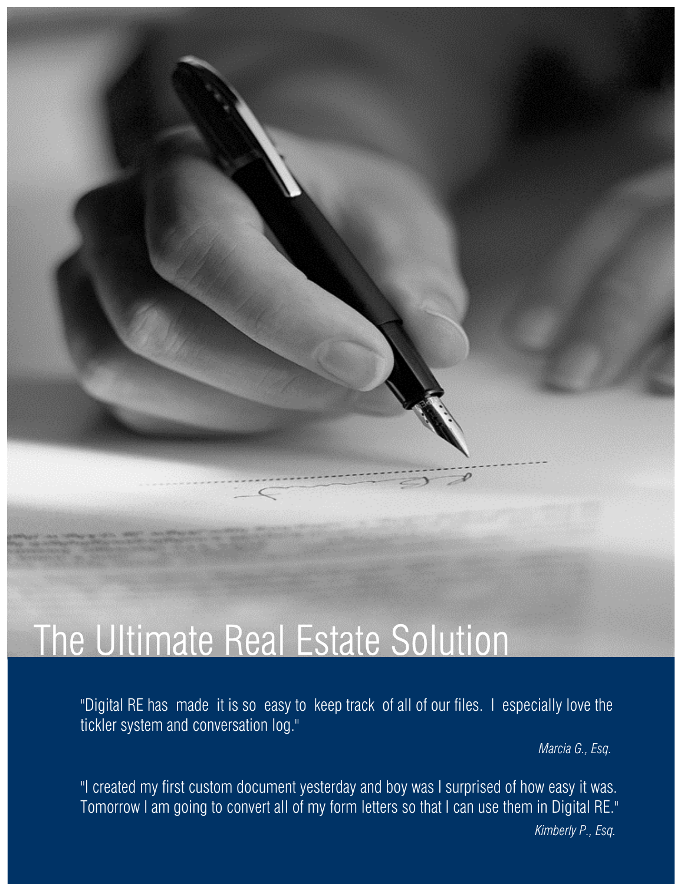# The Ultimate Real Estate Solution

"Digital RE has made it is so easy to keep track of all of our files. I especially love the tickler system and conversation log."

*Marcia G., Esq.*

"I created my first custom document yesterday and boy was I surprised of how easy it was. Tomorrow I am going to convert all of my form letters so that I can use them in Digital RE."

*Kimberly P., Esq.*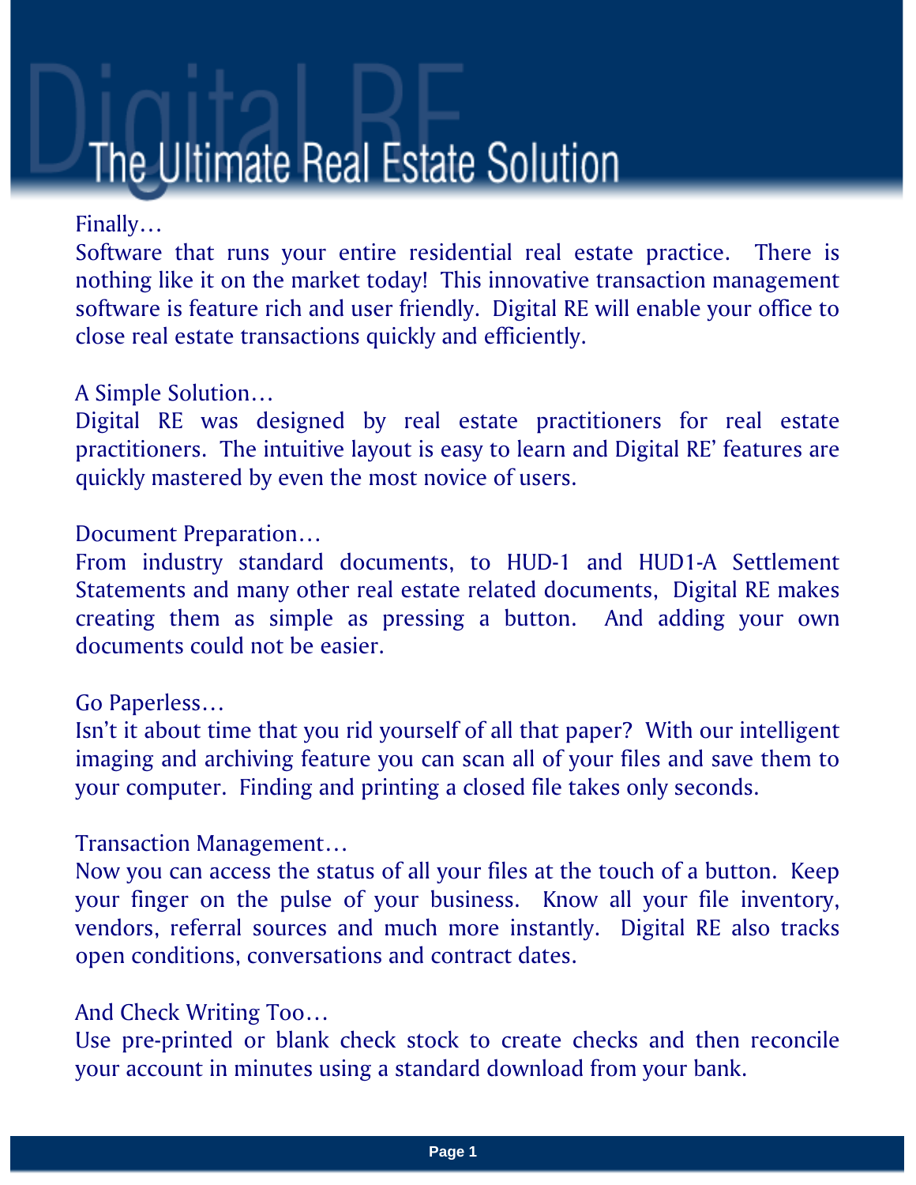# The Ultimate Real Estate Solution

Finally…

Software that runs your entire residential real estate practice. There is nothing like it on the market today! This innovative transaction management software is feature rich and user friendly. Digital RE will enable your office to close real estate transactions quickly and efficiently.

A Simple Solution…

Digital RE was designed by real estate practitioners for real estate practitioners. The intuitive layout is easy to learn and Digital RE' features are quickly mastered by even the most novice of users.

Document Preparation…

From industry standard documents, to HUD-1 and HUD1-A Settlement Statements and many other real estate related documents, Digital RE makes creating them as simple as pressing a button. And adding your own documents could not be easier.

Go Paperless…

Isn't it about time that you rid yourself of all that paper? With our intelligent imaging and archiving feature you can scan all of your files and save them to your computer. Finding and printing a closed file takes only seconds.

Transaction Management…

Now you can access the status of all your files at the touch of a button. Keep your finger on the pulse of your business. Know all your file inventory, vendors, referral sources and much more instantly. Digital RE also tracks open conditions, conversations and contract dates.

And Check Writing Too…

Use pre-printed or blank check stock to create checks and then reconcile your account in minutes using a standard download from your bank.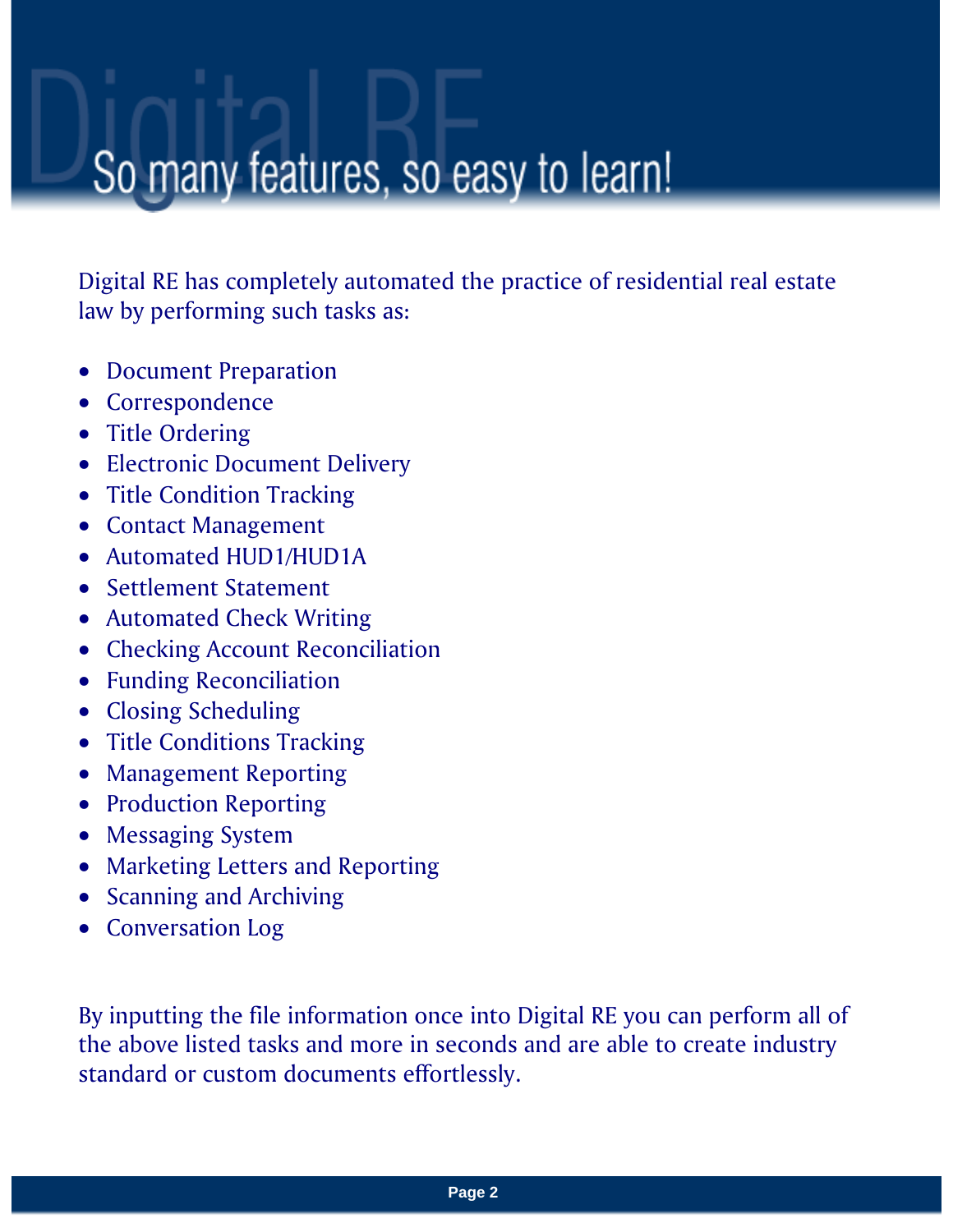# So many features, so easy to learn!

Digital RE has completely automated the practice of residential real estate law by performing such tasks as:

- Document Preparation
- Correspondence
- Title Ordering
- Electronic Document Delivery
- Title Condition Tracking
- Contact Management
- Automated HUD1/HUD1A
- Settlement Statement
- Automated Check Writing
- Checking Account Reconciliation
- Funding Reconciliation
- Closing Scheduling
- Title Conditions Tracking
- Management Reporting
- Production Reporting
- Messaging System
- Marketing Letters and Reporting
- Scanning and Archiving
- Conversation Log

By inputting the file information once into Digital RE you can perform all of the above listed tasks and more in seconds and are able to create industry standard or custom documents effortlessly.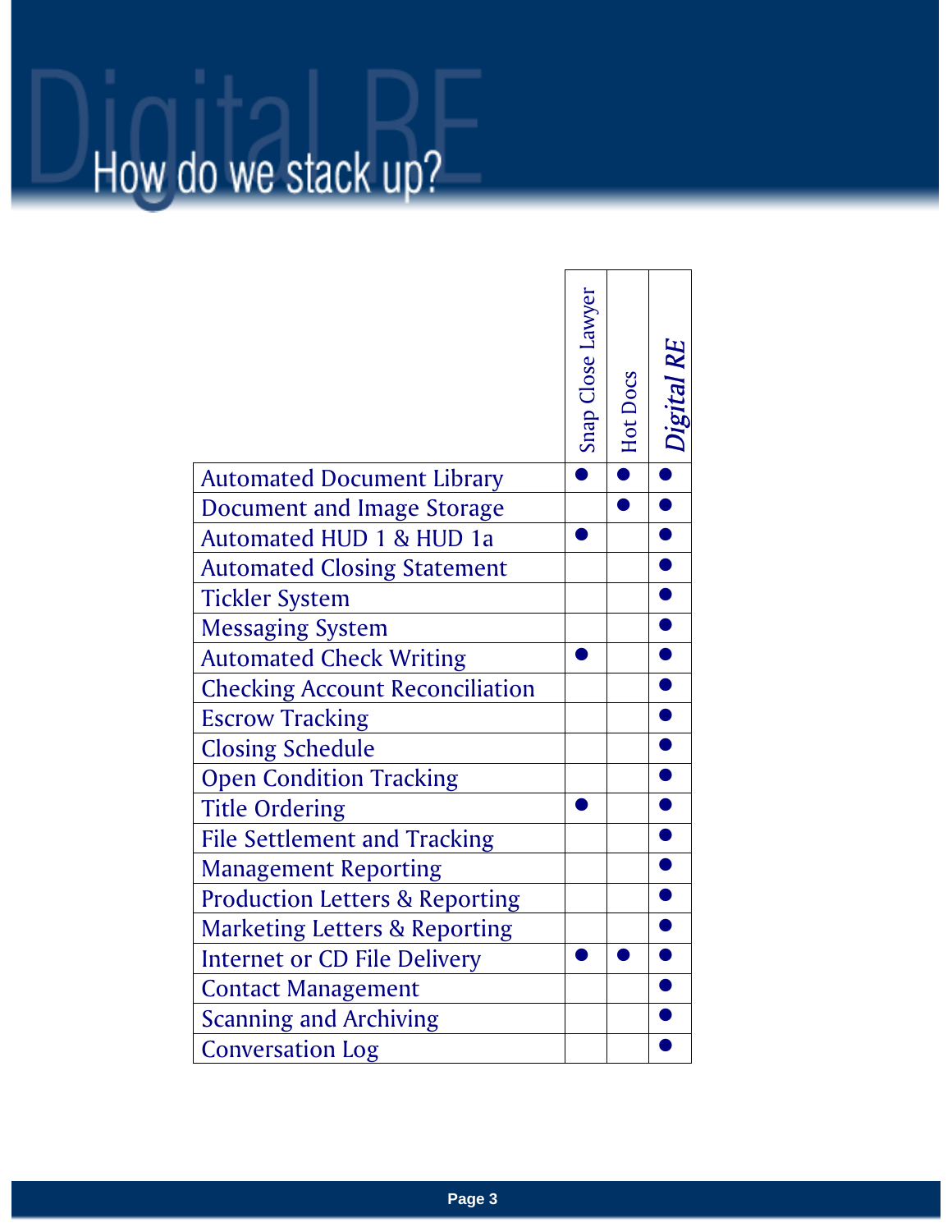# How do we stack up?

| | Snap Close Lawyer | Hot Docs | *Digital RE* |
|---|---|---|---|
| Automated Document Library | ● | ● | ● |
| Document and Image Storage | | ● | ● |
| Automated HUD 1 & HUD 1a | ● | | ● |
| Automated Closing Statement | | | ● |
| Tickler System | | | ● |
| Messaging System | | | ● |
| Automated Check Writing | ● | | ● |
| Checking Account Reconciliation | | | ● |
| Escrow Tracking | | | ● |
| Closing Schedule | | | ● |
| Open Condition Tracking | | | ● |
| Title Ordering | ● | | ● |
| File Settlement and Tracking | | | ● |
| Management Reporting | | | ● |
| Production Letters & Reporting | | | ● |
| Marketing Letters & Reporting | | | ● |
| Internet or CD File Delivery | ● | ● | ● |
| Contact Management | | | ● |
| Scanning and Archiving | | | ● |
| Conversation Log | | | ● |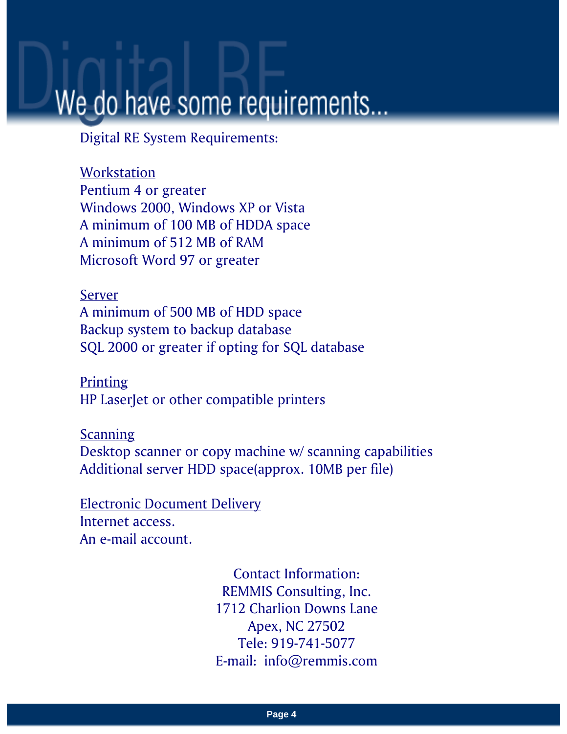# We do have some requirements...

Digital RE System Requirements:

<u>Workstation</u>
Pentium 4 or greater
Windows 2000, Windows XP or Vista
A minimum of 100 MB of HDDA space
A minimum of 512 MB of RAM
Microsoft Word 97 or greater

<u>Server</u>
A minimum of 500 MB of HDD space
Backup system to backup database
SQL 2000 or greater if opting for SQL database

<u>Printing</u>
HP LaserJet or other compatible printers

<u>Scanning</u>
Desktop scanner or copy machine w/ scanning capabilities
Additional server HDD space(approx. 10MB per file)

<u>Electronic Document Delivery</u>
Internet access.
An e-mail account.

Contact Information:
REMMIS Consulting, Inc.
1712 Charlion Downs Lane
Apex, NC 27502
Tele: 919-741-5077
E-mail: info@remmis.com